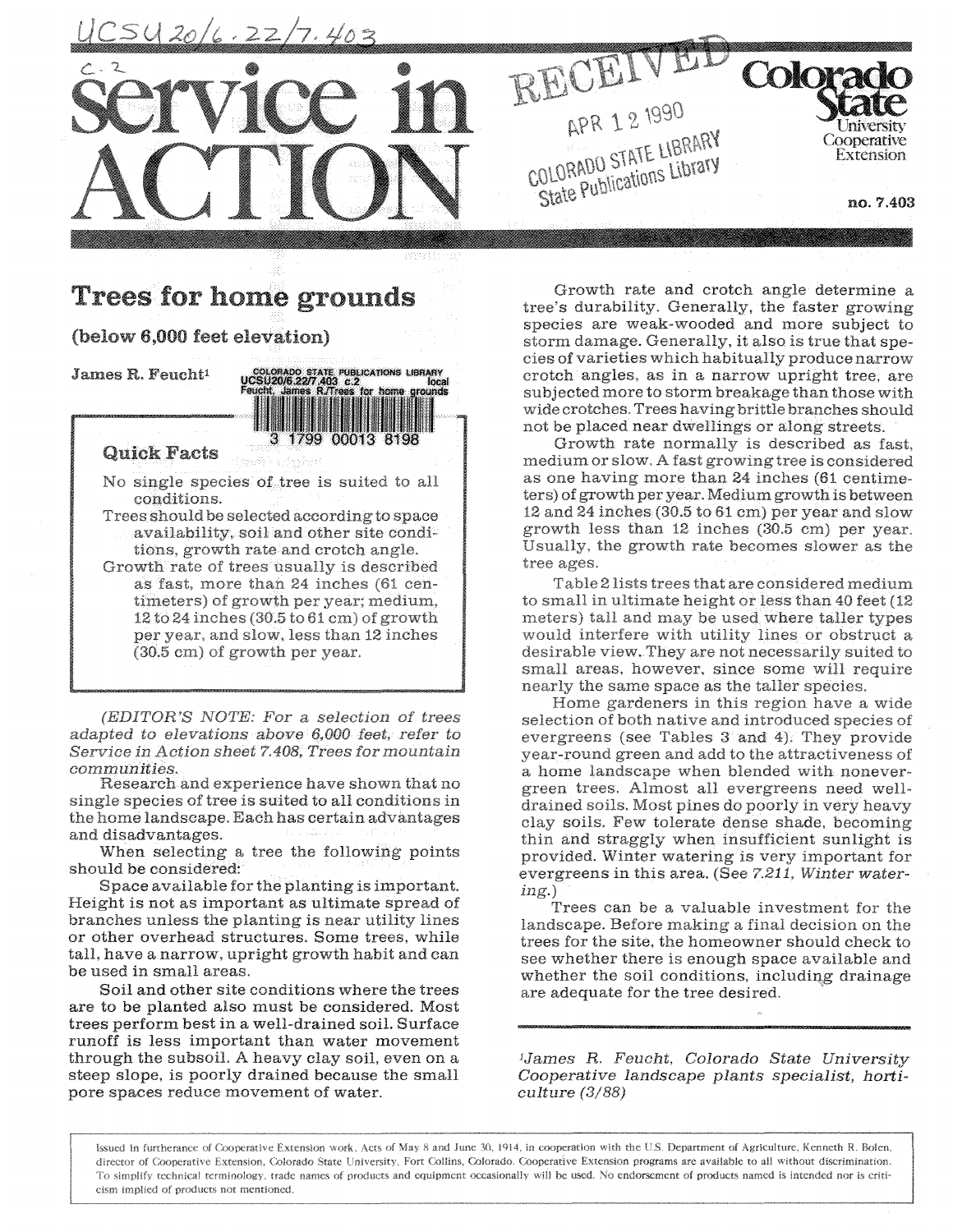# service in ACTION

Colorado State University Cooperative Extension

no. 7.403

## Trees for home grounds

### (below 6,000 feet elevation)

James R. Feucht[1]

> **Quick Facts**
>
> No single species of tree is suited to all conditions.
>
> Trees should be selected according to space availability, soil and other site conditions, growth rate and crotch angle.
>
> Growth rate of trees usually is described as fast, more than 24 inches (61 centimeters) of growth per year; medium, 12 to 24 inches (30.5 to 61 cm) of growth per year, and slow, less than 12 inches (30.5 cm) of growth per year.

*(EDITOR'S NOTE: For a selection of trees adapted to elevations above 6,000 feet, refer to Service in Action sheet 7.408, Trees for mountain communities.*

Research and experience have shown that no single species of tree is suited to all conditions in the home landscape. Each has certain advantages and disadvantages.

When selecting a tree the following points should be considered:

Space available for the planting is important. Height is not as important as ultimate spread of branches unless the planting is near utility lines or other overhead structures. Some trees, while tall, have a narrow, upright growth habit and can be used in small areas.

Soil and other site conditions where the trees are to be planted also must be considered. Most trees perform best in a well-drained soil. Surface runoff is less important than water movement through the subsoil. A heavy clay soil, even on a steep slope, is poorly drained because the small pore spaces reduce movement of water.

Growth rate and crotch angle determine a tree's durability. Generally, the faster growing species are weak-wooded and more subject to storm damage. Generally, it also is true that species of varieties which habitually produce narrow crotch angles, as in a narrow upright tree, are subjected more to storm breakage than those with wide crotches. Trees having brittle branches should not be placed near dwellings or along streets.

Growth rate normally is described as fast, medium or slow. A fast growing tree is considered as one having more than 24 inches (61 centimeters) of growth per year. Medium growth is between 12 and 24 inches (30.5 to 61 cm) per year and slow growth less than 12 inches (30.5 cm) per year. Usually, the growth rate becomes slower as the tree ages.

Table 2 lists trees that are considered medium to small in ultimate height or less than 40 feet (12 meters) tall and may be used where taller types would interfere with utility lines or obstruct a desirable view. They are not necessarily suited to small areas, however, since some will require nearly the same space as the taller species.

Home gardeners in this region have a wide selection of both native and introduced species of evergreens (see Tables 3 and 4). They provide year-round green and add to the attractiveness of a home landscape when blended with nonevergreen trees. Almost all evergreens need well-drained soils. Most pines do poorly in very heavy clay soils. Few tolerate dense shade, becoming thin and straggly when insufficient sunlight is provided. Winter watering is very important for evergreens in this area. (See *7.211, Winter watering.*)

Trees can be a valuable investment for the landscape. Before making a final decision on the trees for the site, the homeowner should check to see whether there is enough space available and whether the soil conditions, including drainage are adequate for the tree desired.

---

[1]*James R. Feucht, Colorado State University Cooperative landscape plants specialist, horticulture (3/88)*

Issued in furtherance of Cooperative Extension work, Acts of May 8 and June 30, 1914, in cooperation with the U.S. Department of Agriculture, Kenneth R. Bolen, director of Cooperative Extension, Colorado State University, Fort Collins, Colorado. Cooperative Extension programs are available to all without discrimination. To simplify technical terminology, trade names of products and equipment occasionally will be used. No endorsement of products named is intended nor is criticism implied of products not mentioned.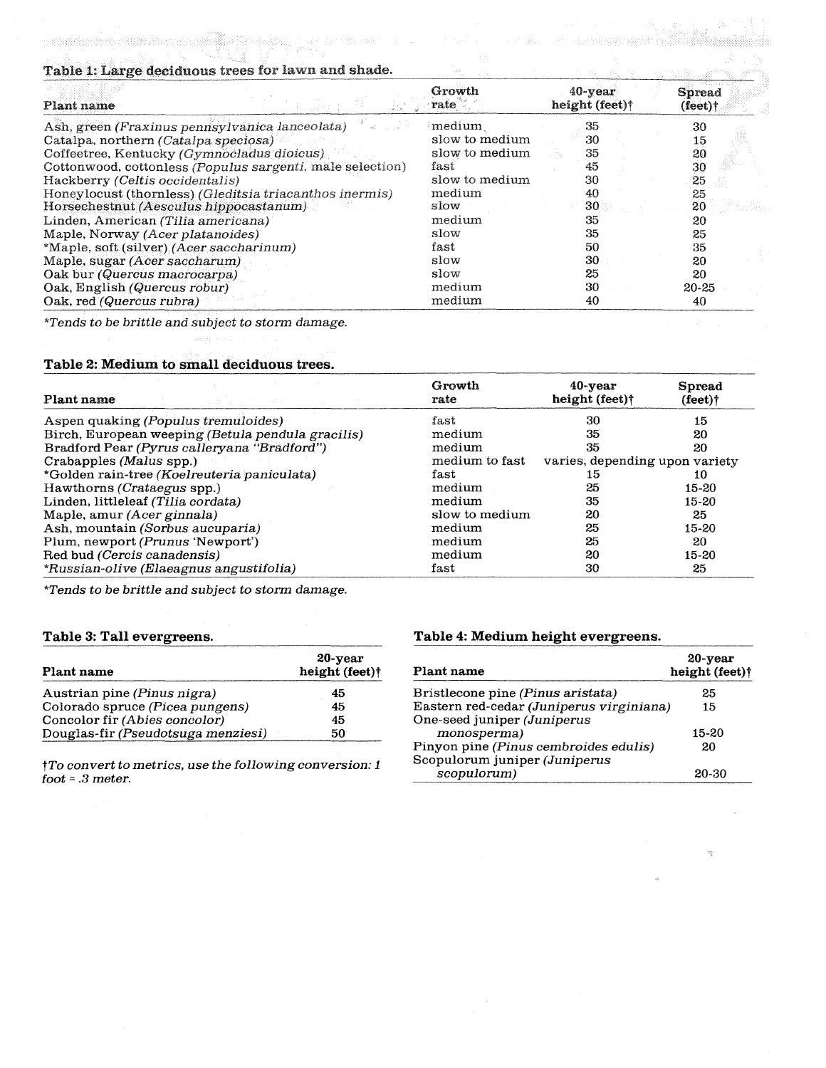**Table 1: Large deciduous trees for lawn and shade.**

| Plant name | Growth rate | 40-year height (feet)† | Spread (feet)† |
|---|---|---|---|
| Ash, green *(Fraxinus pennsylvanica lanceolata)* | medium | 35 | 30 |
| Catalpa, northern *(Catalpa speciosa)* | slow to medium | 30 | 15 |
| Coffeetree, Kentucky *(Gymnocladus dioicus)* | slow to medium | 35 | 20 |
| Cottonwood, cottonless *(Populus sargenti,* male selection) | fast | 45 | 30 |
| Hackberry *(Celtis occidentalis)* | slow to medium | 30 | 25 |
| Honeylocust (thornless) *(Gleditsia triacanthos inermis)* | medium | 40 | 25 |
| Horsechestnut *(Aesculus hippocastanum)* | slow | 30 | 20 |
| Linden, American *(Tilia americana)* | medium | 35 | 20 |
| Maple, Norway *(Acer platanoides)* | slow | 35 | 25 |
| *Maple, soft (silver) *(Acer saccharinum)* | fast | 50 | 35 |
| Maple, sugar *(Acer saccharum)* | slow | 30 | 20 |
| Oak bur *(Quercus macrocarpa)* | slow | 25 | 20 |
| Oak, English *(Quercus robur)* | medium | 30 | 20-25 |
| Oak, red *(Quercus rubra)* | medium | 40 | 40 |

*\*Tends to be brittle and subject to storm damage.*

**Table 2: Medium to small deciduous trees.**

| Plant name | Growth rate | 40-year height (feet)† | Spread (feet)† |
|---|---|---|---|
| Aspen quaking *(Populus tremuloides)* | fast | 30 | 15 |
| Birch, European weeping *(Betula pendula gracilis)* | medium | 35 | 20 |
| Bradford Pear *(Pyrus calleryana "Bradford")* | medium | 35 | 20 |
| Crabapples *(Malus* spp.) | medium to fast | varies, depending upon variety | |
| *Golden rain-tree *(Koelreuteria paniculata)* | fast | 15 | 10 |
| Hawthorns *(Crataegus* spp.) | medium | 25 | 15-20 |
| Linden, littleleaf *(Tilia cordata)* | medium | 35 | 15-20 |
| Maple, amur *(Acer ginnala)* | slow to medium | 20 | 25 |
| Ash, mountain *(Sorbus aucuparia)* | medium | 25 | 15-20 |
| Plum, newport *(Prunus* 'Newport') | medium | 25 | 20 |
| Red bud *(Cercis canadensis)* | medium | 20 | 15-20 |
| *Russian-olive *(Elaeagnus angustifolia)* | fast | 30 | 25 |

*\*Tends to be brittle and subject to storm damage.*

**Table 3: Tall evergreens.**

| Plant name | 20-year height (feet)† |
|---|---|
| Austrian pine *(Pinus nigra)* | 45 |
| Colorado spruce *(Picea pungens)* | 45 |
| Concolor fir *(Abies concolor)* | 45 |
| Douglas-fir *(Pseudotsuga menziesi)* | 50 |

*†To convert to metrics, use the following conversion: 1 foot = .3 meter.*

**Table 4: Medium height evergreens.**

| Plant name | 20-year height (feet)† |
|---|---|
| Bristlecone pine *(Pinus aristata)* | 25 |
| Eastern red-cedar *(Juniperus virginiana)* | 15 |
| One-seed juniper *(Juniperus monosperma)* | 15-20 |
| Pinyon pine *(Pinus cembroides edulis)* | 20 |
| Scopulorum juniper *(Juniperus scopulorum)* | 20-30 |